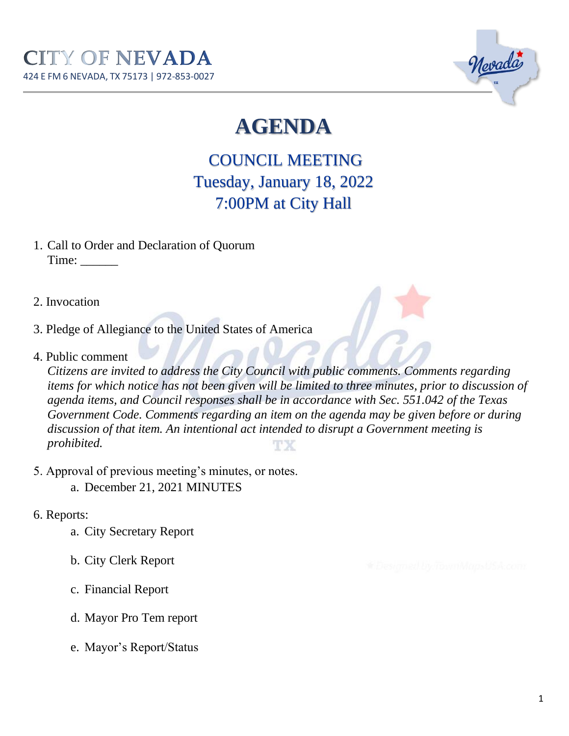# CITY OF NEVADA

424 E FM 6 NEVADA, TX 75173 | 972-853-0027

# AGENDA

## COUNCIL MEETING
## Tuesday, January 18, 2022
## 7:00PM at City Hall

1. Call to Order and Declaration of Quorum
   Time: ______

2. Invocation

3. Pledge of Allegiance to the United States of America

4. Public comment
   *Citizens are invited to address the City Council with public comments. Comments regarding items for which notice has not been given will be limited to three minutes, prior to discussion of agenda items, and Council responses shall be in accordance with Sec. 551.042 of the Texas Government Code. Comments regarding an item on the agenda may be given before or during discussion of that item. An intentional act intended to disrupt a Government meeting is prohibited.*

5. Approval of previous meeting's minutes, or notes.
   a. December 21, 2021 MINUTES

6. Reports:
   a. City Secretary Report
   b. City Clerk Report
   c. Financial Report
   d. Mayor Pro Tem report
   e. Mayor's Report/Status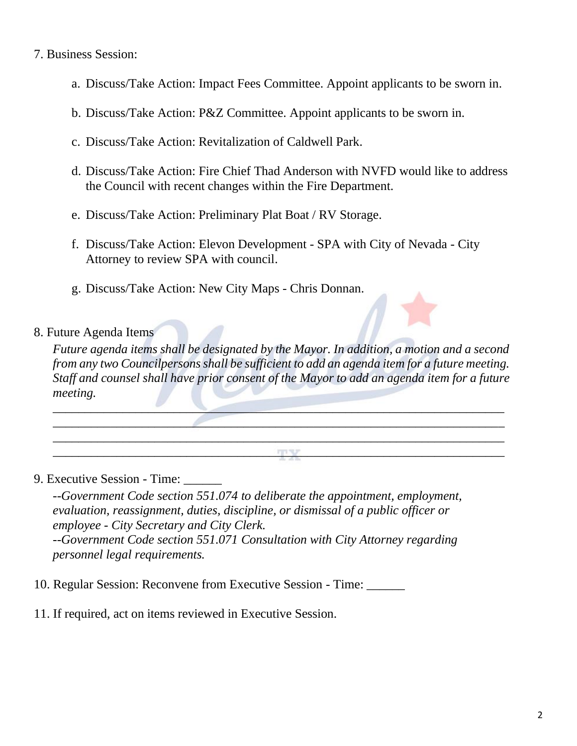7. Business Session:

   a. Discuss/Take Action: Impact Fees Committee. Appoint applicants to be sworn in.

   b. Discuss/Take Action: P&Z Committee. Appoint applicants to be sworn in.

   c. Discuss/Take Action: Revitalization of Caldwell Park.

   d. Discuss/Take Action: Fire Chief Thad Anderson with NVFD would like to address the Council with recent changes within the Fire Department.

   e. Discuss/Take Action: Preliminary Plat Boat / RV Storage.

   f. Discuss/Take Action: Elevon Development - SPA with City of Nevada - City Attorney to review SPA with council.

   g. Discuss/Take Action: New City Maps - Chris Donnan.

8. Future Agenda Items

   *Future agenda items shall be designated by the Mayor. In addition, a motion and a second from any two Councilpersons shall be sufficient to add an agenda item for a future meeting. Staff and counsel shall have prior consent of the Mayor to add an agenda item for a future meeting.*

   ______________________________________________________________________________
   ______________________________________________________________________________
   ______________________________________________________________________________
   ______________________________________________________________________________

9. Executive Session - Time: ______

   *--Government Code section 551.074 to deliberate the appointment, employment, evaluation, reassignment, duties, discipline, or dismissal of a public officer or employee - City Secretary and City Clerk.*
   *--Government Code section 551.071 Consultation with City Attorney regarding personnel legal requirements.*

10. Regular Session: Reconvene from Executive Session - Time: ______

11. If required, act on items reviewed in Executive Session.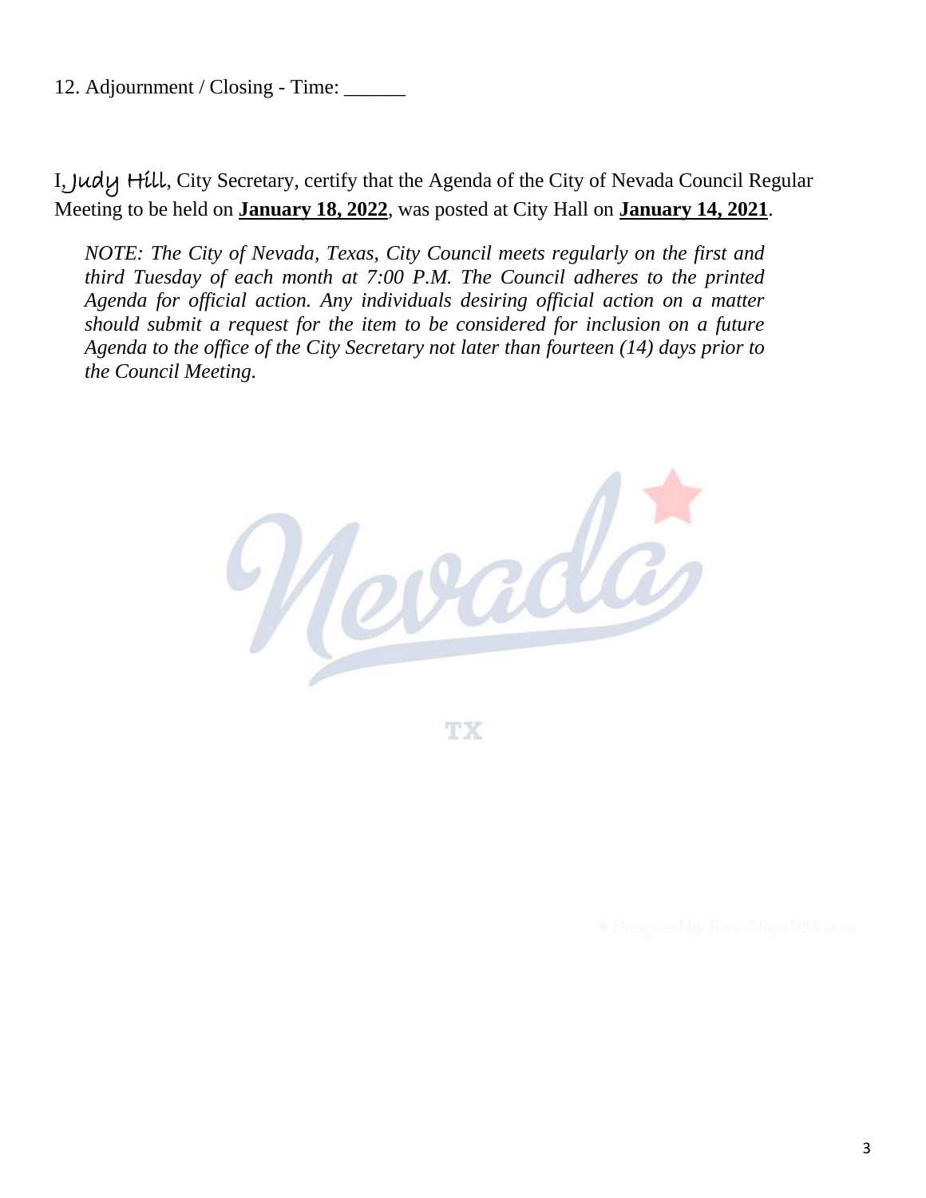12. Adjournment / Closing - Time: ______

I, Judy Hill, City Secretary, certify that the Agenda of the City of Nevada Council Regular Meeting to be held on **January 18, 2022**, was posted at City Hall on **January 14, 2021**.

*NOTE: The City of Nevada, Texas, City Council meets regularly on the first and third Tuesday of each month at 7:00 P.M. The Council adheres to the printed Agenda for official action. Any individuals desiring official action on a matter should submit a request for the item to be considered for inclusion on a future Agenda to the office of the City Secretary not later than fourteen (14) days prior to the Council Meeting.*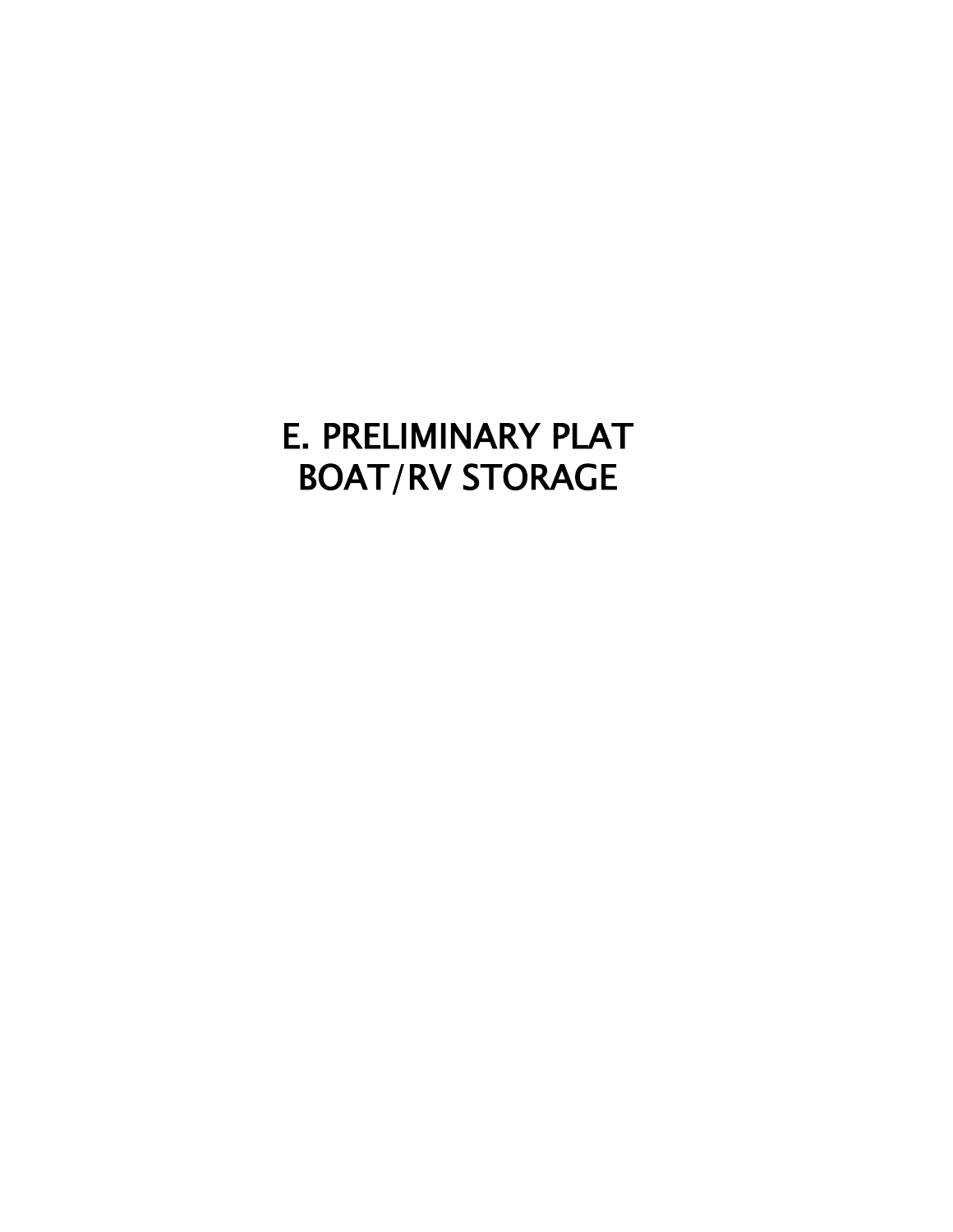# E. PRELIMINARY PLAT
# BOAT/RV STORAGE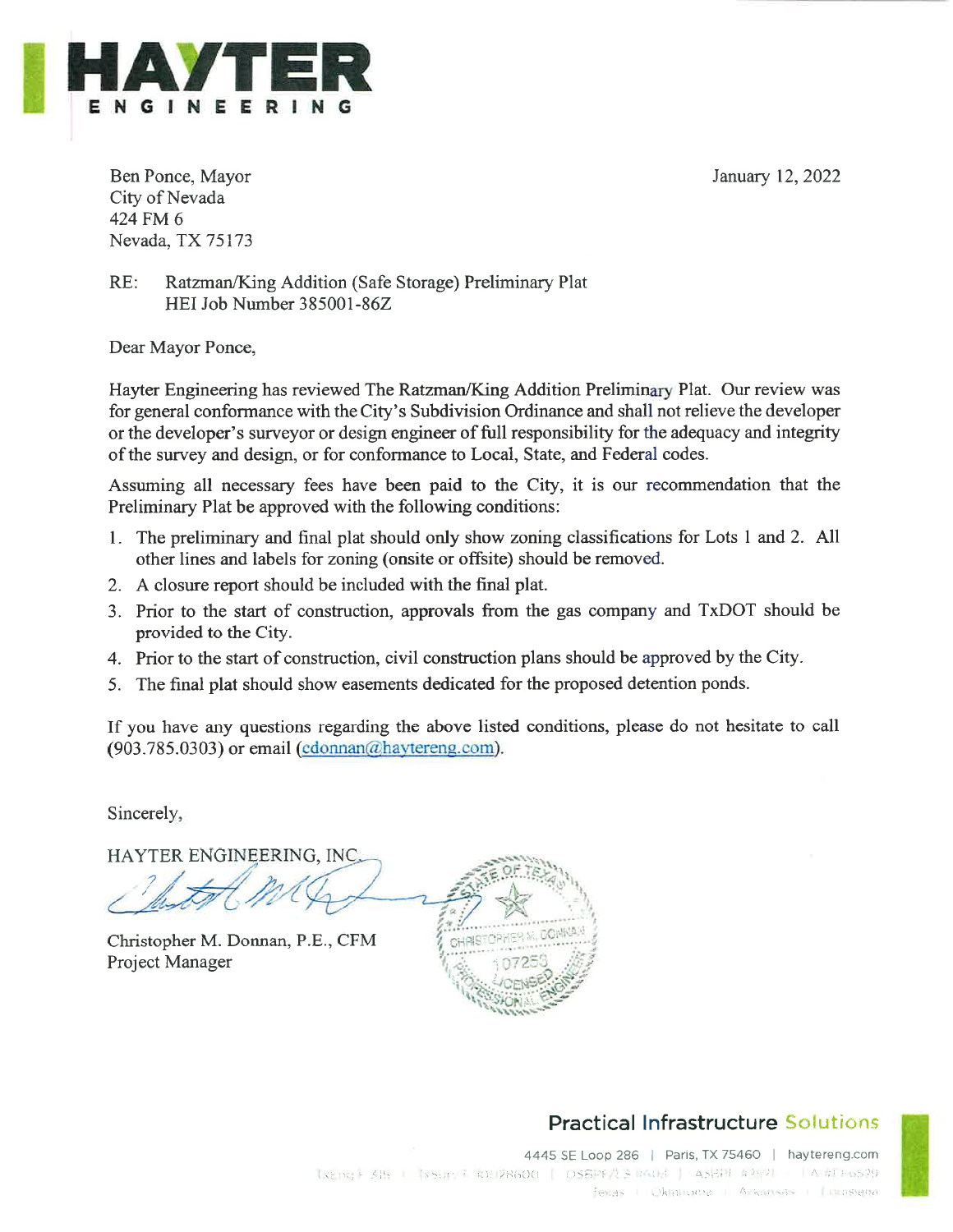# HAYTER ENGINEERING

Ben Ponce, Mayor
City of Nevada
424 FM 6
Nevada, TX 75173

January 12, 2022

RE: Ratzman/King Addition (Safe Storage) Preliminary Plat
HEI Job Number 385001-86Z

Dear Mayor Ponce,

Hayter Engineering has reviewed The Ratzman/King Addition Preliminary Plat. Our review was for general conformance with the City's Subdivision Ordinance and shall not relieve the developer or the developer's surveyor or design engineer of full responsibility for the adequacy and integrity of the survey and design, or for conformance to Local, State, and Federal codes.

Assuming all necessary fees have been paid to the City, it is our recommendation that the Preliminary Plat be approved with the following conditions:

1. The preliminary and final plat should only show zoning classifications for Lots 1 and 2. All other lines and labels for zoning (onsite or offsite) should be removed.
2. A closure report should be included with the final plat.
3. Prior to the start of construction, approvals from the gas company and TxDOT should be provided to the City.
4. Prior to the start of construction, civil construction plans should be approved by the City.
5. The final plat should show easements dedicated for the proposed detention ponds.

If you have any questions regarding the above listed conditions, please do not hesitate to call (903.785.0303) or email (cdonnan@haytereng.com).

Sincerely,

HAYTER ENGINEERING, INC.

Christopher M. Donnan, P.E., CFM
Project Manager

STATE OF TEXAS — CHRISTOPHER M. DONNAN — 107256 — LICENSED PROFESSIONAL ENGINEER

**Practical Infrastructure Solutions**

4445 SE Loop 286 | Paris, TX 75460 | haytereng.com

TxEng F-526 | TxSurv F-10128600 | OSBPE/LS 8604 | ASBPE #2571 | LA #EF6529

Texas | Oklahoma | Arkansas | Louisiana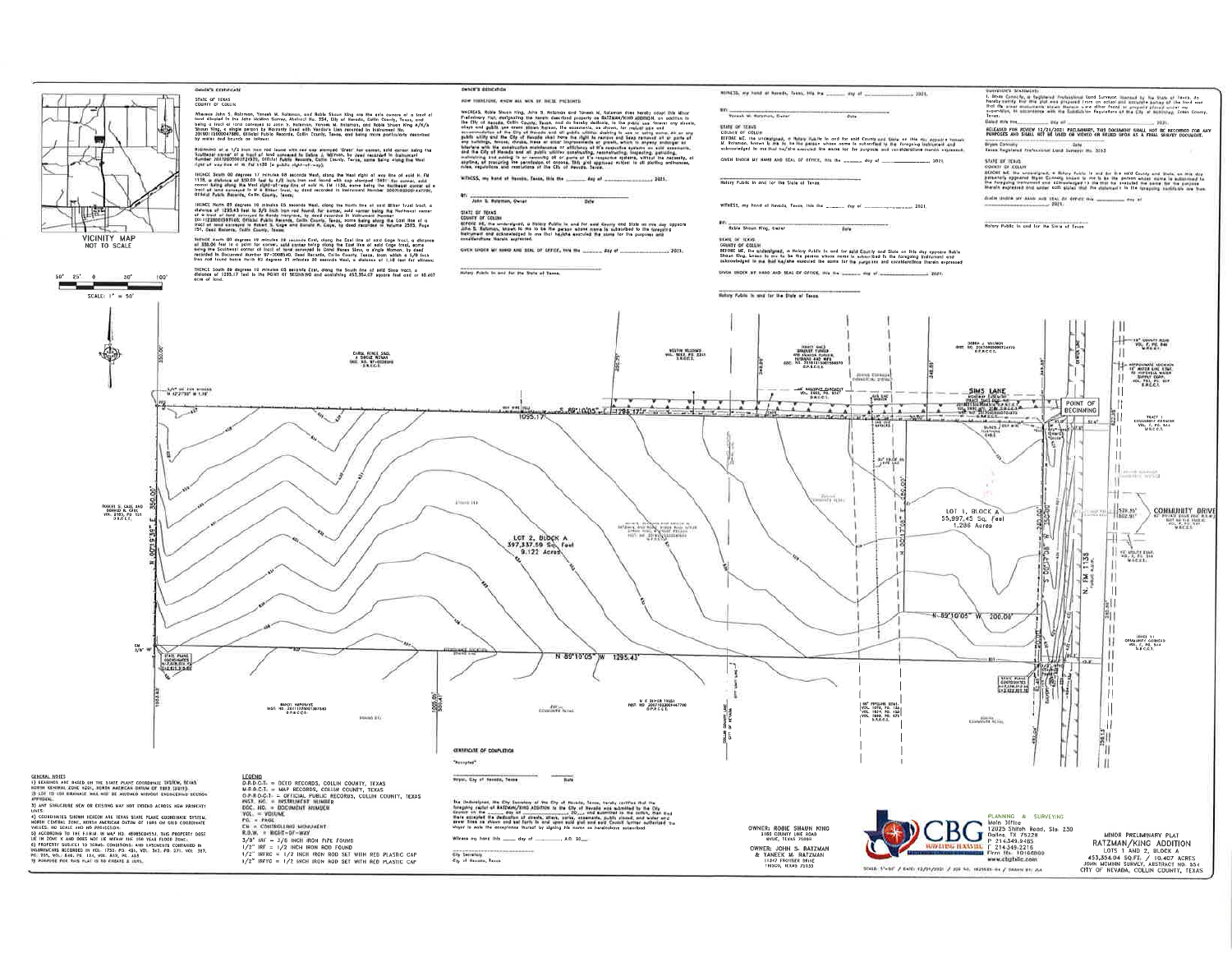OWNER'S CERTIFICATE

STATE OF TEXAS
COUNTY OF COLLIN

Whereas John S. Ratzman, Yaneek M. Ratzman, and Robie Shaun King are the sole owners of a tract of land situated in the John McMinn Survey, Abstract No. 554, City of Nevada, Collin County, Texas, and being a tract of land conveyed to John S. Ratzman, Yaneek M. Ratzman, and Robie Shaun King a/k/a Shaun King, a single person by Warranty Deed with Vendor's Lien recorded in Instrument No. 20190110000047880, Official Public Records, Collin County, Texas, and being more particularly described by metes and bounds as follows:

Beginning at a 1/2 inch iron rod found with red cap stamped "Greer" for corner, said corner being the Southeast corner of a tract of land conveyed to Debra J. Welmon, by deed recorded in Instrument Number 20170803000724970, Official Public Records, Collin County, Texas, same being along the West right-of-way line of F. M. 1138 (a public right-of-way);

THENCE South 00 degrees 17 minutes 58 seconds West, along the West right of way line of said F. M. 1138, a distance of 350.00 feet to a 1/2 inch iron rod found with cap stamped "3601" for corner, said corner being along the West right-of-way line of said F. M. 1138, same being the Northeast corner of a tract of land conveyed to M K Bither Trust, by deed recorded in Instrument Number 20071102001447700, Official Public Records, Collin County, Texas;

THENCE North 89 degrees 10 minutes 05 seconds West, along the North line of said Bither Trust tract, a distance of 1295.43 feet to a 5/8 inch iron rod found for corner, said corner being the Northeast corner of a tract of land conveyed to Randy Hargrove, by deed recorded in Instrument Number 20111228001397140, Official Public Records, Collin County, Texas, same being along the East line of a tract of land conveyed to Robert S. Cage and Donald R. Cage, by deed recorded in Volume 2585, Page 151, Deed Records, Collin County, Texas;

THENCE North 00 degrees 19 minutes 38 seconds East, along the East line of said Cage tract, a distance of 350.00 feet to a point for corner, said corner being along the East line of said Cage tract, same being the Southeast corner of tract of land conveyed to Carol Renee Sims, a single Woman, by deed recorded in Document Number 97-0008540, Deed Records, Collin County, Texas, from which a 5/8 inch iron rod found bears North 82 degrees 27 minutes 30 seconds West, a distance of 1.18 feet for witness;

THENCE South 89 degrees 10 minutes 05 seconds East, along the South line of said Sims tract, a distance of 1295.17 feet to the POINT OF BEGINNING and containing 453,354.07 square feet and or 10.407 acre of land.

OWNER'S DEDICATION

NOW THEREFORE, KNOW ALL MEN BY THESE PRESENTS:

WHEREAS, Robie Shaun King, John S. Ratzman and Yaneek M. Ratzman does hereby adopt this Minor Preliminary Plat, designating the herein described property as RATZMAN/KING ADDITION, an addition to the City of Nevada, Collin County, Texas, and do hereby dedicate, to the public use forever any streets, alleys and public use areas shown hereon, the easements, as shown, for mutual use and accommodation of the City of Nevada and all public utilities desiring to use or using same. All and any public utility and the City of Nevada shall have the right to remove and keep removed all or parts of any buildings, fences, shrubs, trees or other improvements or growth, which in anyway endanger or interfere with the construction maintenance or efficiency of it's respective systems on said easements, and the City of Nevada and all public utilities constructing, reconstructing, inspecting, patrolling, maintaining and adding to or removing all or parts of it's respective systems, without the necessity, at anytime, of procuring the permission of anyone. This plat approved subject to all platting ordinances, rules, regulations and resolutions of the City of Nevada, Texas.

WITNESS, my hand at Nevada, Texas, this the _______ day of _________________, 2021.

BY: _______________________
John S. Ratzman, Owner Date

STATE OF TEXAS
COUNTY OF COLLIN
BEFORE ME, the undersigned, a Notary Public in and for said County and State on this day appears John S. Ratzman, known to me to be the person whose name is subscribed to the foregoing instrument and acknowledged to me that he/she executed the same for the purposes and considerations therein expressed.

GIVEN UNDER MY HAND AND SEAL OF OFFICE, this the _______ day of _________________, 2021.

_______________________
Notary Public in and for the State of Texas.

WITNESS, my hand at Nevada, Texas, this the _______ day of _________________, 2021.

BY: _______________________
Yaneek M. Ratzman, Owner Date

STATE OF TEXAS
COUNTY OF COLLIN
BEFORE ME, the undersigned, a Notary Public in and for said County and State on this day appears Yaneek M. Ratzman, known to me to be the person whose name is subscribed to the foregoing instrument and acknowledged to me that he/she executed the same for the purposes and considerations therein expressed.

GIVEN UNDER MY HAND AND SEAL OF OFFICE, this the _______ day of _________________, 2021.

_______________________
Notary Public in and for the State of Texas.

WITNESS, my hand at Nevada, Texas, this the _______ day of _________________, 2021.

BY: _______________________
Robie Shaun King, Owner Date

STATE OF TEXAS
COUNTY OF COLLIN
BEFORE ME, the undersigned, a Notary Public in and for said County and State on this day appears Robie Shaun King, known to me to be the person whose name is subscribed to the foregoing instrument and acknowledged to me that he/she executed the same for the purposes and considerations therein expressed.

GIVEN UNDER MY HAND AND SEAL OF OFFICE, this the _______ day of _________________, 2021.

_______________________
Notary Public in and for the State of Texas.

SURVEYOR'S STATEMENT:
I, Bryan Connally, a Registered Professional Land Surveyor, licensed by the State of Texas, do hereby certify that this plat was prepared from an actual and accurate survey of the land and that the corner monuments shown thereon were either found or properly placed under my supervision, in accordance with the Subdivision Regulations of the City of Nevada, Collin County, Texas.

Dated this the _______ day of _________________, 2021.

RELEASED FOR REVIEW 12/21/2021 PRELIMINARY, THIS DOCUMENT SHALL NOT BE RECORDED FOR ANY PURPOSES AND SHALL NOT BE USED OR VIEWED OR RELIED UPON AS A FINAL SURVEY DOCUMENT.

_______________________
Bryan Connally Date
Texas Registered Professional Land Surveyor No. 5513

STATE OF TEXAS
COUNTY OF COLLIN
BEFORE ME, the undersigned, a Notary Public in and for the said County and State, on this day personally appeared Bryan Connally known to me to be the person whose name is subscribed to the foregoing instrument and acknowledged to me that he executed the same for the purpose and considerations therein expressed and under oath states that the statements in the foregoing certificate are true.

GIVEN UNDER MY HAND AND SEAL OF OFFICE this _______ day of _________________, 2021.

_______________________
Notary Public in and for the State of Texas

VICINITY MAP
NOT TO SCALE

SCALE: 1" = 50'

CAROL RENEE SIMS
A SINGLE WOMAN
DOC. NO. 97-0008540
D.R.C.C.T.

WESTON WILLOUGHBY
VOL. 5883, PG. 3341
D.R.C.C.T.

DEBRA J. WELMON
INST. NO. 20170803000724970
O.P.R.C.C.T.

SIMS LANE

POINT OF BEGINNING

S 89°10'05" E 1295.17'

LOT 1, BLOCK A
55,997.45 Sq. Feet
1.286 Acres

LOT 2, BLOCK A
397,357.59 Sq. Feet
9.122 Acres

N 00°19'38" E 350.00'

N 00°17'58" E 350.00'

S 00°17'58" W 350.00'

N 89°10'05" W 200.00'

N 89°10'05" W 1295.43'

N. FM 1138

COMMUNITY DRIVE

ROBERT S. CAGE AND DONALD R. CAGE
VOL. 2585, PG. 151
D.R.C.C.T.

RANDY HARGROVE
INST. NO. 20111228001397140
O.P.R.C.C.T.

M K BITHER TRUST
INST. NO. 20071102001447700
O.P.R.C.C.T.

CERTIFICATE OF COMPLETION

"Accepted"

_______________________
Mayor, City of Nevada, Texas Date

The undersigned, the City Secretary of the City of Nevada, Texas, hereby certifies that the foregoing replat of RATZMAN/KING ADDITION to the City of Nevada was submitted to the City Council on the _______ day of _________________, 20___, and submitted to the council, then and there accepted the dedication of streets, alleys, parks, easements, public places, and water and sewer lines as shown and set forth in and upon said plat and said Council further authorized the Mayor to note the acceptance thereof by signing his name as hereinabove subscribed.

Witness my hand this _____ day of _____________, A.D. 20__.

_______________________
City Secretary
City of Nevada, Texas

GENERAL NOTES
1) BEARINGS ARE BASED ON THE STATE PLANE COORDINATE SYSTEM, TEXAS NORTH CENTRAL ZONE 4202, NORTH AMERICAN DATUM OF 1983 (2011).
2) LOT TO LOT DRAINAGE WILL NOT BE ALLOWED WITHOUT ENGINEERING SECTION APPROVAL.
3) ANY STRUCTURE NEW OR EXISTING MAY NOT EXTEND ACROSS NEW PROPERTY LINES.
4) COORDINATES SHOWN HEREON ARE TEXAS STATE PLANE COORDINATE SYSTEM, NORTH CENTRAL ZONE, NORTH AMERICAN DATUM OF 1983 ON GRID COORDINATE VALUES, NO SCALE AND NO PROJECTION.
5) ACCORDING TO THE F.I.R.M. IN MAP NO. 48085C0455J, THIS PROPERTY DOES LIE IN ZONE X AND DOES NOT LIE WITHIN THE 100 YEAR FLOOD ZONE.
6) PROPERTY SUBJECT TO TERMS, CONDITIONS, AND EASEMENTS CONTAINED IN INSTRUMENTS RECORDED IN VOL. 1752, PG. 431, VOL. 343, PG. 271, VOL. 357, PG. 225, VOL. 646, PG. 134, VOL. 819, PG. 495.
7) PURPOSE FOR THIS PLAT IS TO CREATE 2 LOTS.

LEGEND
D.R.C.C.T. = DEED RECORDS, COLLIN COUNTY, TEXAS
M.R.C.C.T. = MAP RECORDS, COLLIN COUNTY, TEXAS
O.P.R.C.C.T. = OFFICIAL PUBLIC RECORDS, COLLIN COUNTY, TEXAS
INST. NO. = INSTRUMENT NUMBER
DOC. NO. = DOCUMENT NUMBER
VOL. = VOLUME
PG. = PAGE
CM = CONTROLLING MONUMENT
R.O.W. = RIGHT-OF-WAY
3/8" IPF = 3/8 INCH IRON PIPE FOUND
1/2" IRF = 1/2 INCH IRON ROD FOUND
1/2" IRFRC = 1/2 INCH IRON ROD SET WITH RED PLASTIC CAP
1/2" IRFYC = 1/2 INCH IRON ROD SET WITH RED PLASTIC CAP

OWNER: ROBIE SHAUN KING
3160 COUNTY LINE ROAD
WYLIE, TEXAS 75098

OWNER: JOHN S. RATZMAN
& YANEEK M. RATZMAN
11247 FRONTIER DRIVE
FRISCO, TEXAS 75033

CBG SURVEYING TEXAS LLC

PLANNING & SURVEYING
Main Office
12025 Shiloh Road, Ste. 230
Dallas, TX 75228
P 214.349.9485
F 214.349.2216
Firm No. 10168800
www.cbginctx.com

SCALE: 1"=50' / DATE: 12/21/2021 / JOB NO. 1825535-04 / DRAWN BY: JSA

MINOR PRELIMINARY PLAT
RATZMAN/KING ADDITION
LOTS 1 AND 2, BLOCK A
453,354.04 SQ.FT. / 10.407 ACRES
JOHN MCMINN SURVEY, ABSTRACT NO. 554
CITY OF NEVADA, COLLIN COUNTY, TEXAS